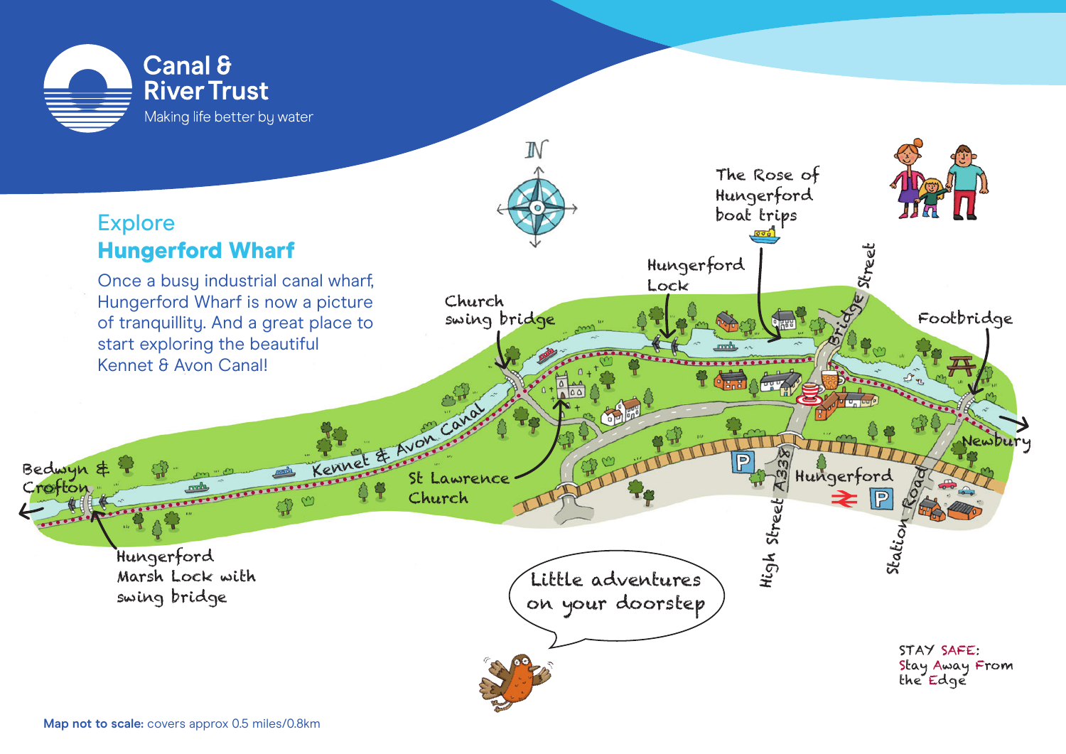Canal & River Trust

Making life better by water

## Explore
# Hungerford Wharf

Once a busy industrial canal wharf, Hungerford Wharf is now a picture of tranquillity. And a great place to start exploring the beautiful Kennet & Avon Canal!

Bedwyn & Crofton

Hungerford Marsh Lock with swing bridge

Kennet & Avon Canal

St Lawrence Church

Church swing bridge

Hungerford Lock

The Rose of Hungerford boat trips

Bridge Street

Footbridge

Newbury

High Street A338

Hungerford

Station Road

Little adventures on your doorstep

STAY SAFE: Stay Away From the Edge

**Map not to scale:** covers approx 0.5 miles/0.8km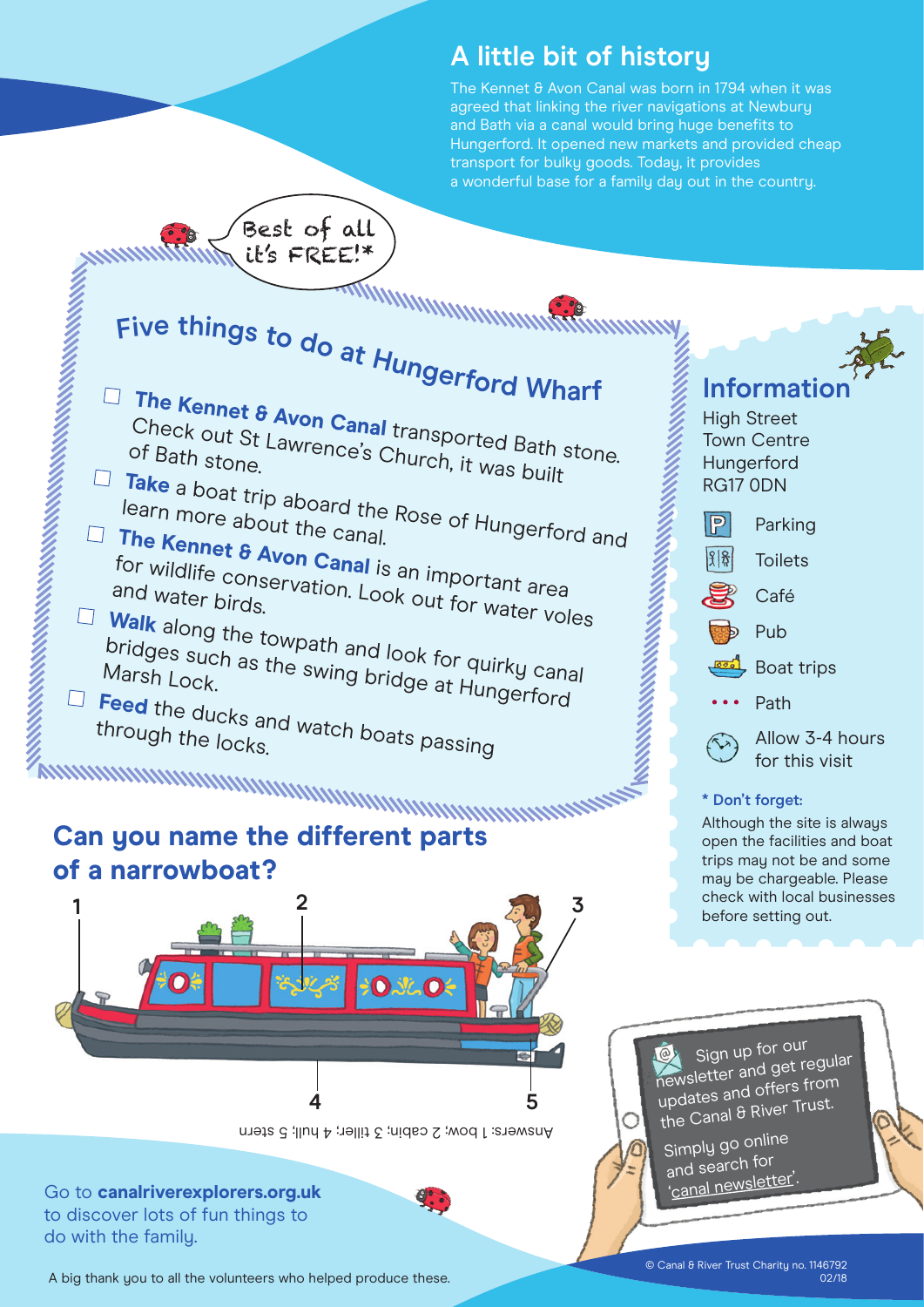## A little bit of history

The Kennet & Avon Canal was born in 1794 when it was agreed that linking the river navigations at Newbury and Bath via a canal would bring huge benefits to Hungerford. It opened new markets and provided cheap transport for bulky goods. Today, it provides a wonderful base for a family day out in the country.

Best of all it's FREE!*

## Five things to do at Hungerford Wharf

- ☐ **The Kennet & Avon Canal** transported Bath stone. Check out St Lawrence's Church, it was built of Bath stone.
- ☐ **Take** a boat trip aboard the Rose of Hungerford and learn more about the canal.
- ☐ **The Kennet & Avon Canal** is an important area for wildlife conservation. Look out for water voles and water birds.
- ☐ **Walk** along the towpath and look for quirky canal bridges such as the swing bridge at Hungerford Marsh Lock.
- ☐ **Feed** the ducks and watch boats passing through the locks.

## Information

High Street
Town Centre
Hungerford
RG17 0DN

- Parking
- Toilets
- Café
- Pub
- Boat trips
- Path
- Allow 3-4 hours for this visit

**\* Don't forget:**

Although the site is always open the facilities and boat trips may not be and some may be chargeable. Please check with local businesses before setting out.

## Can you name the different parts of a narrowboat?

1 2 3 4 5

Answers: 1 bow; 2 cabin; 3 tiller; 4 hull; 5 stern

Sign up for our newsletter and get regular updates and offers from the Canal & River Trust.

Simply go online and search for 'canal newsletter'.

Go to **canalriverexplorers.org.uk** to discover lots of fun things to do with the family.

A big thank you to all the volunteers who helped produce these.

© Canal & River Trust Charity no. 1146792
02/18